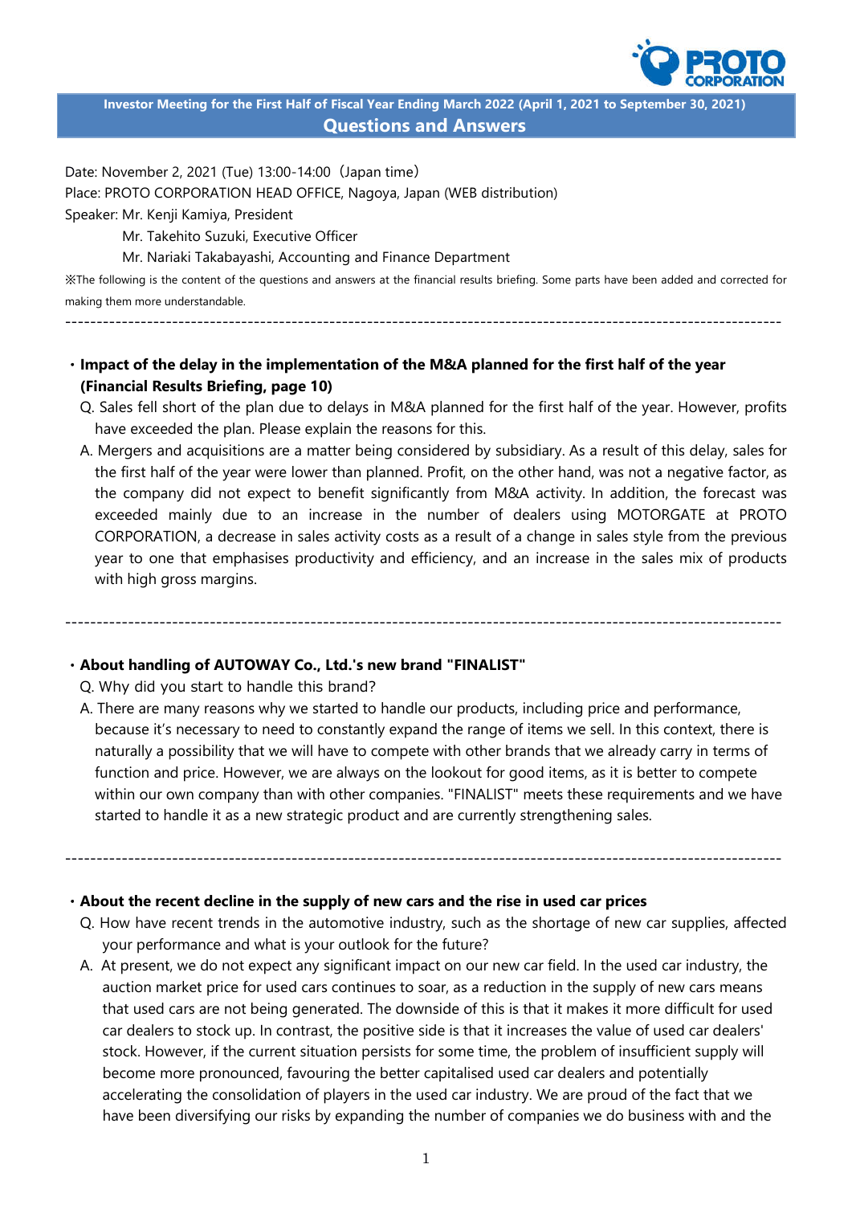**Investor Meeting for the First Half of Fiscal Year Ending March 2022 (April 1, 2021 to September 30, 2021)**

# Questions and Answers

Date: November 2, 2021 (Tue) 13:00-14:00（Japan time）
Place: PROTO CORPORATION HEAD OFFICE, Nagoya, Japan (WEB distribution)
Speaker: Mr. Kenji Kamiya, President
　　　　Mr. Takehito Suzuki, Executive Officer
　　　　Mr. Nariaki Takabayashi, Accounting and Finance Department

※The following is the content of the questions and answers at the financial results briefing. Some parts have been added and corrected for making them more understandable.

---

**・Impact of the delay in the implementation of the M&A planned for the first half of the year (Financial Results Briefing, page 10)**

Q. Sales fell short of the plan due to delays in M&A planned for the first half of the year. However, profits have exceeded the plan. Please explain the reasons for this.

A. Mergers and acquisitions are a matter being considered by subsidiary. As a result of this delay, sales for the first half of the year were lower than planned. Profit, on the other hand, was not a negative factor, as the company did not expect to benefit significantly from M&A activity. In addition, the forecast was exceeded mainly due to an increase in the number of dealers using MOTORGATE at PROTO CORPORATION, a decrease in sales activity costs as a result of a change in sales style from the previous year to one that emphasises productivity and efficiency, and an increase in the sales mix of products with high gross margins.

---

**・About handling of AUTOWAY Co., Ltd.'s new brand "FINALIST"**

Q. Why did you start to handle this brand?

A. There are many reasons why we started to handle our products, including price and performance, because it's necessary to need to constantly expand the range of items we sell. In this context, there is naturally a possibility that we will have to compete with other brands that we already carry in terms of function and price. However, we are always on the lookout for good items, as it is better to compete within our own company than with other companies. "FINALIST" meets these requirements and we have started to handle it as a new strategic product and are currently strengthening sales.

---

**・About the recent decline in the supply of new cars and the rise in used car prices**

Q. How have recent trends in the automotive industry, such as the shortage of new car supplies, affected your performance and what is your outlook for the future?

A. At present, we do not expect any significant impact on our new car field. In the used car industry, the auction market price for used cars continues to soar, as a reduction in the supply of new cars means that used cars are not being generated. The downside of this is that it makes it more difficult for used car dealers to stock up. In contrast, the positive side is that it increases the value of used car dealers' stock. However, if the current situation persists for some time, the problem of insufficient supply will become more pronounced, favouring the better capitalised used car dealers and potentially accelerating the consolidation of players in the used car industry. We are proud of the fact that we have been diversifying our risks by expanding the number of companies we do business with and the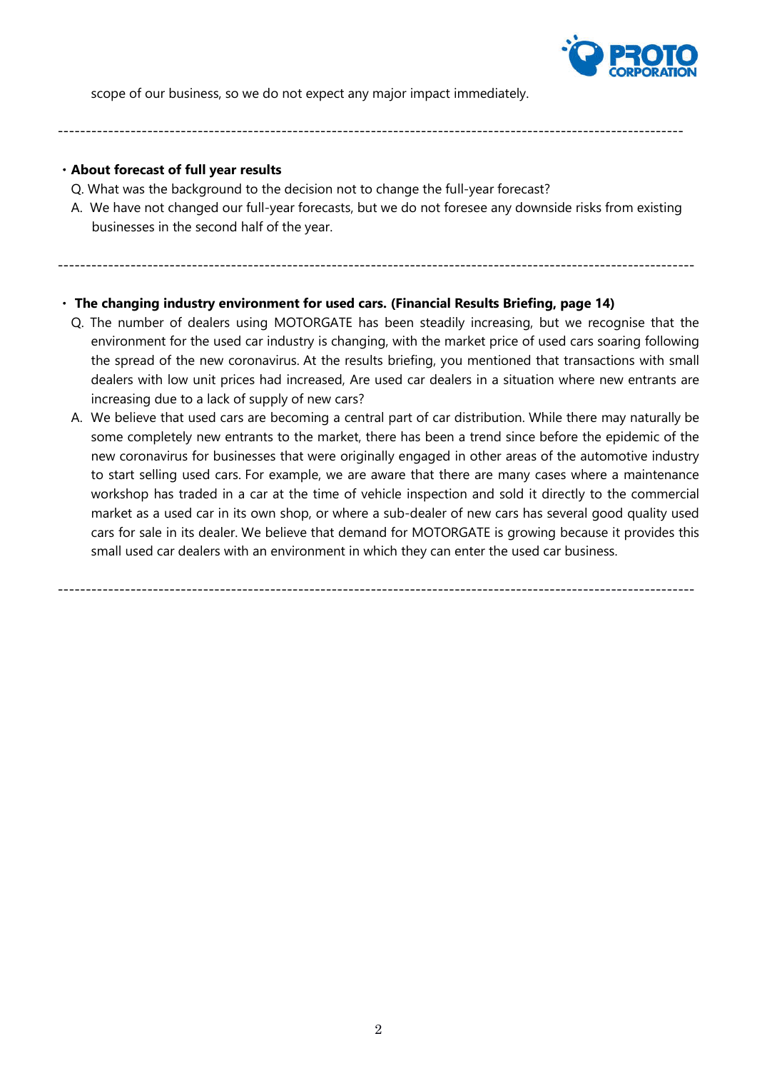scope of our business, so we do not expect any major impact immediately.

---

**・About forecast of full year results**

Q. What was the background to the decision not to change the full-year forecast?

A. We have not changed our full-year forecasts, but we do not foresee any downside risks from existing businesses in the second half of the year.

---

**・ The changing industry environment for used cars. (Financial Results Briefing, page 14)**

Q. The number of dealers using MOTORGATE has been steadily increasing, but we recognise that the environment for the used car industry is changing, with the market price of used cars soaring following the spread of the new coronavirus. At the results briefing, you mentioned that transactions with small dealers with low unit prices had increased, Are used car dealers in a situation where new entrants are increasing due to a lack of supply of new cars?

A. We believe that used cars are becoming a central part of car distribution. While there may naturally be some completely new entrants to the market, there has been a trend since before the epidemic of the new coronavirus for businesses that were originally engaged in other areas of the automotive industry to start selling used cars. For example, we are aware that there are many cases where a maintenance workshop has traded in a car at the time of vehicle inspection and sold it directly to the commercial market as a used car in its own shop, or where a sub-dealer of new cars has several good quality used cars for sale in its dealer. We believe that demand for MOTORGATE is growing because it provides this small used car dealers with an environment in which they can enter the used car business.

---